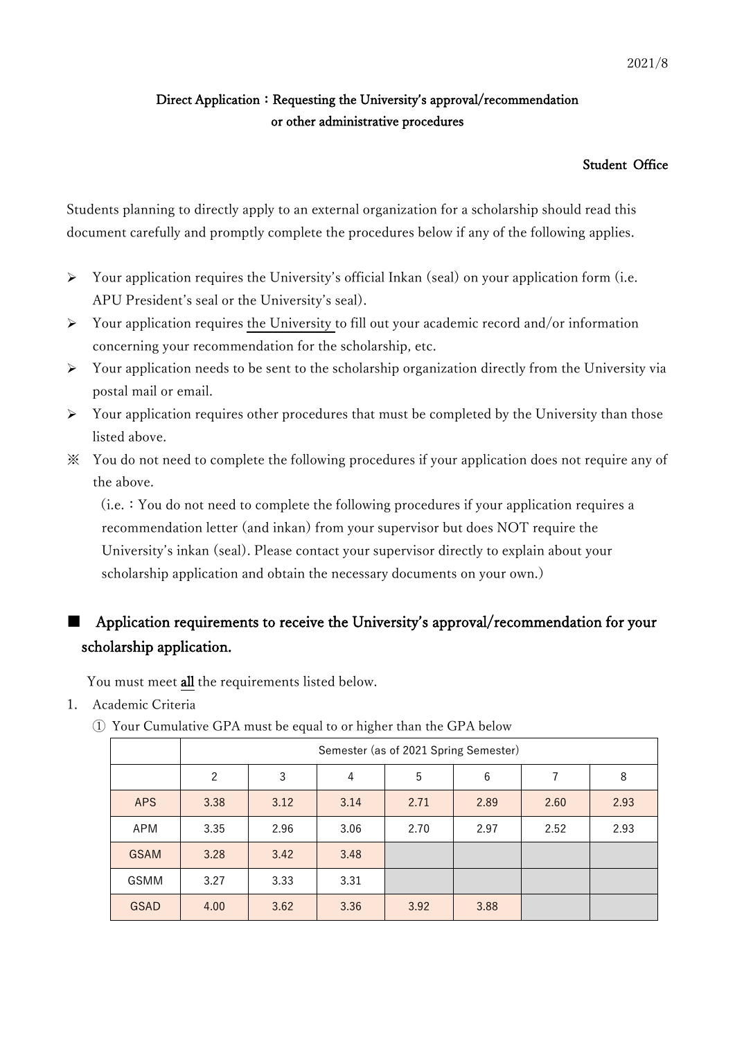2021/8

# Direct Application：Requesting the University's approval/recommendation or other administrative procedures

Student Office

Students planning to directly apply to an external organization for a scholarship should read this document carefully and promptly complete the procedures below if any of the following applies.

- Your application requires the University's official Inkan (seal) on your application form (i.e. APU President's seal or the University's seal).
- Your application requires the University to fill out your academic record and/or information concerning your recommendation for the scholarship, etc.
- Your application needs to be sent to the scholarship organization directly from the University via postal mail or email.
- Your application requires other procedures that must be completed by the University than those listed above.

※ You do not need to complete the following procedures if your application does not require any of the above.

(i.e.：You do not need to complete the following procedures if your application requires a recommendation letter (and inkan) from your supervisor but does NOT require the University's inkan (seal). Please contact your supervisor directly to explain about your scholarship application and obtain the necessary documents on your own.)

## ■ Application requirements to receive the University's approval/recommendation for your scholarship application.

You must meet all the requirements listed below.

1. Academic Criteria

① Your Cumulative GPA must be equal to or higher than the GPA below

| | Semester (as of 2021 Spring Semester) | | | | | | |
|---|---|---|---|---|---|---|---|
| | 2 | 3 | 4 | 5 | 6 | 7 | 8 |
| APS | 3.38 | 3.12 | 3.14 | 2.71 | 2.89 | 2.60 | 2.93 |
| APM | 3.35 | 2.96 | 3.06 | 2.70 | 2.97 | 2.52 | 2.93 |
| GSAM | 3.28 | 3.42 | 3.48 | | | | |
| GSMM | 3.27 | 3.33 | 3.31 | | | | |
| GSAD | 4.00 | 3.62 | 3.36 | 3.92 | 3.88 | | |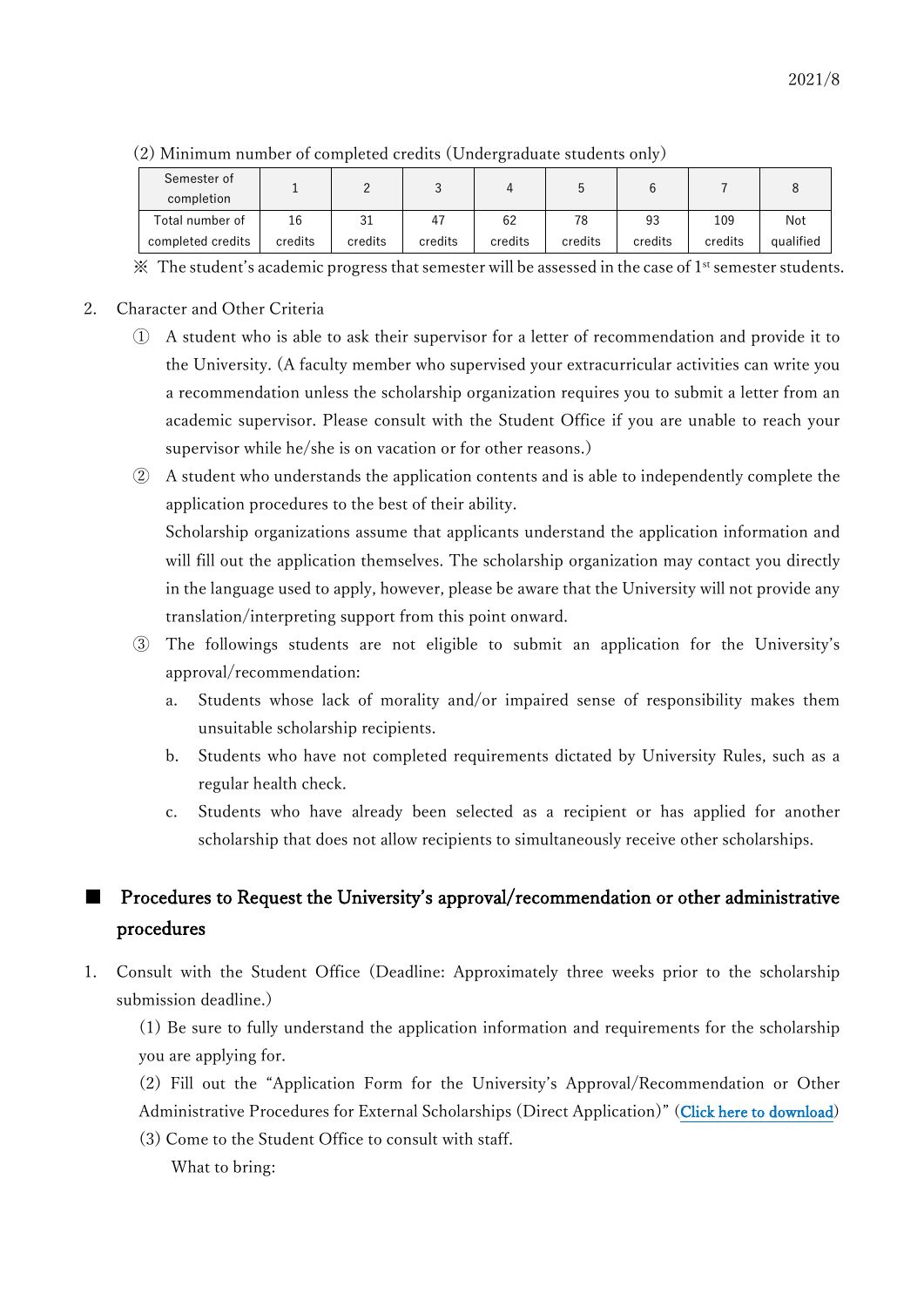(2) Minimum number of completed credits (Undergraduate students only)

| Semester of completion | 1 | 2 | 3 | 4 | 5 | 6 | 7 | 8 |
|---|---|---|---|---|---|---|---|---|
| Total number of completed credits | 16 credits | 31 credits | 47 credits | 62 credits | 78 credits | 93 credits | 109 credits | Not qualified |

※ The student's academic progress that semester will be assessed in the case of 1st semester students.

2. Character and Other Criteria

① A student who is able to ask their supervisor for a letter of recommendation and provide it to the University. (A faculty member who supervised your extracurricular activities can write you a recommendation unless the scholarship organization requires you to submit a letter from an academic supervisor. Please consult with the Student Office if you are unable to reach your supervisor while he/she is on vacation or for other reasons.)

② A student who understands the application contents and is able to independently complete the application procedures to the best of their ability.
Scholarship organizations assume that applicants understand the application information and will fill out the application themselves. The scholarship organization may contact you directly in the language used to apply, however, please be aware that the University will not provide any translation/interpreting support from this point onward.

③ The followings students are not eligible to submit an application for the University's approval/recommendation:

a. Students whose lack of morality and/or impaired sense of responsibility makes them unsuitable scholarship recipients.

b. Students who have not completed requirements dictated by University Rules, such as a regular health check.

c. Students who have already been selected as a recipient or has applied for another scholarship that does not allow recipients to simultaneously receive other scholarships.

## ■ Procedures to Request the University's approval/recommendation or other administrative procedures

1. Consult with the Student Office (Deadline: Approximately three weeks prior to the scholarship submission deadline.)

(1) Be sure to fully understand the application information and requirements for the scholarship you are applying for.

(2) Fill out the "Application Form for the University's Approval/Recommendation or Other Administrative Procedures for External Scholarships (Direct Application)" (Click here to download)

(3) Come to the Student Office to consult with staff.

What to bring: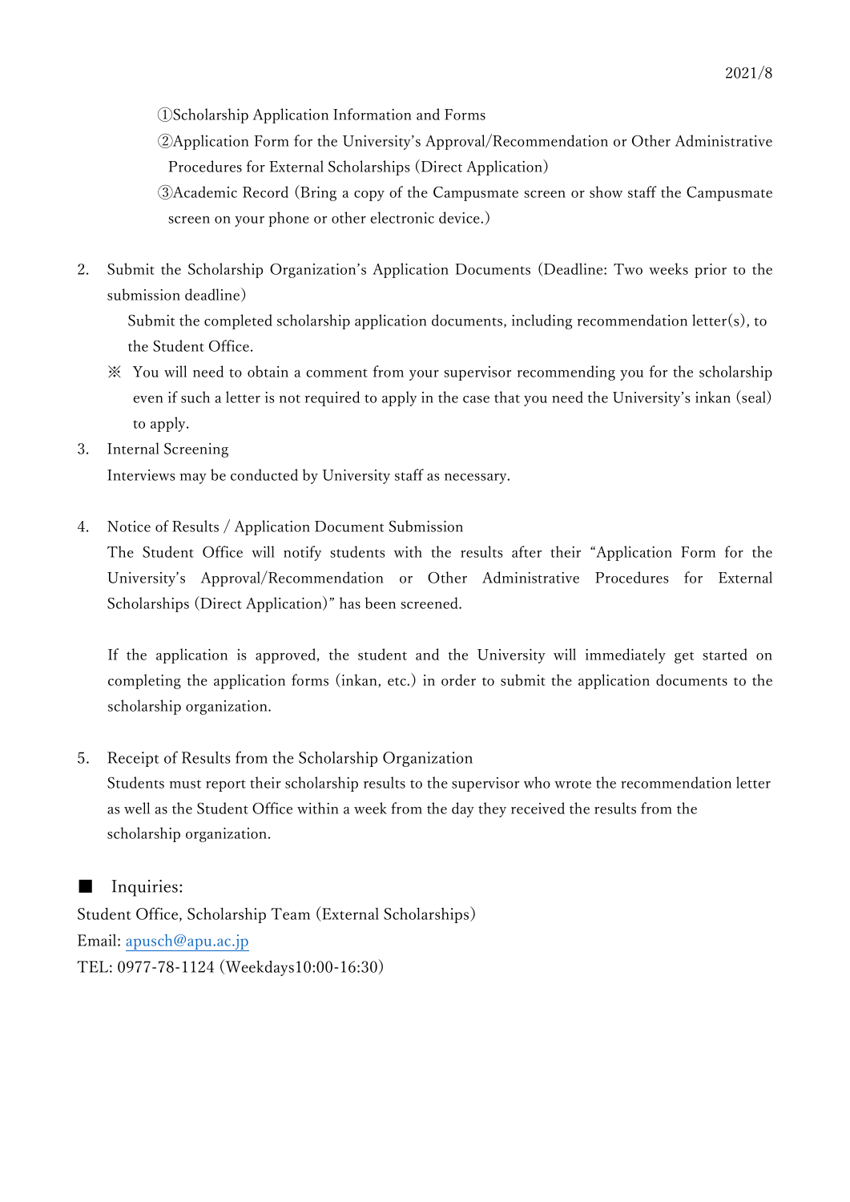2021/8

①Scholarship Application Information and Forms

②Application Form for the University's Approval/Recommendation or Other Administrative Procedures for External Scholarships (Direct Application)

③Academic Record (Bring a copy of the Campusmate screen or show staff the Campusmate screen on your phone or other electronic device.)

2. Submit the Scholarship Organization's Application Documents (Deadline: Two weeks prior to the submission deadline)

   Submit the completed scholarship application documents, including recommendation letter(s), to the Student Office.

   ※ You will need to obtain a comment from your supervisor recommending you for the scholarship even if such a letter is not required to apply in the case that you need the University's inkan (seal) to apply.

3. Internal Screening

   Interviews may be conducted by University staff as necessary.

4. Notice of Results / Application Document Submission

   The Student Office will notify students with the results after their "Application Form for the University's Approval/Recommendation or Other Administrative Procedures for External Scholarships (Direct Application)" has been screened.

   If the application is approved, the student and the University will immediately get started on completing the application forms (inkan, etc.) in order to submit the application documents to the scholarship organization.

5. Receipt of Results from the Scholarship Organization

   Students must report their scholarship results to the supervisor who wrote the recommendation letter as well as the Student Office within a week from the day they received the results from the scholarship organization.

■ Inquiries:

Student Office, Scholarship Team (External Scholarships)

Email: apusch@apu.ac.jp

TEL: 0977-78-1124 (Weekdays10:00-16:30)